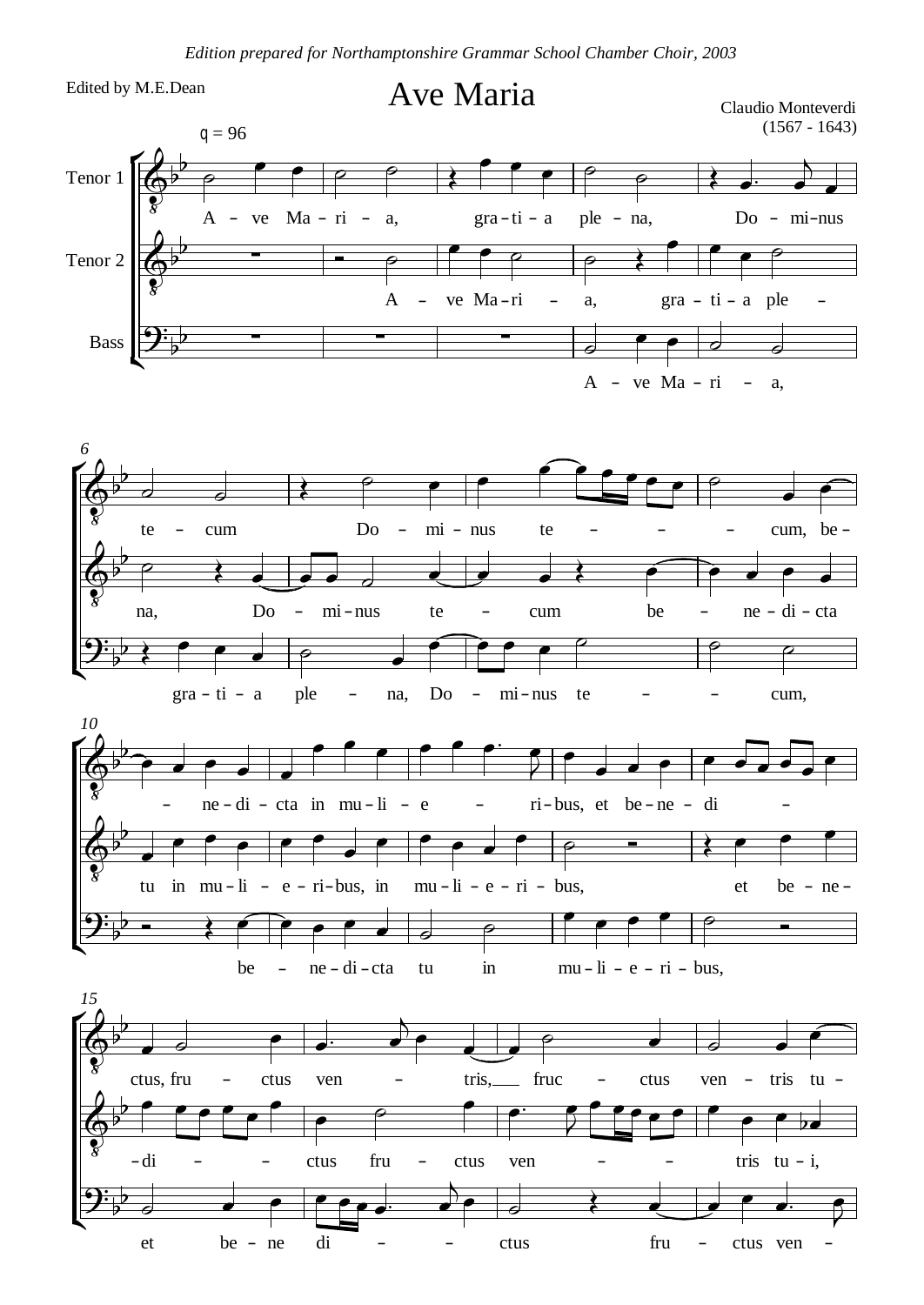*Edition prepared for Northamptonshire Grammar School Chamber Choir, 2003*

Edited by M.E.Dean

# Ave Maria

Claudio Monteverdi
(1567 - 1643)

♩ = 96

Tenor 1

Tenor 2

Bass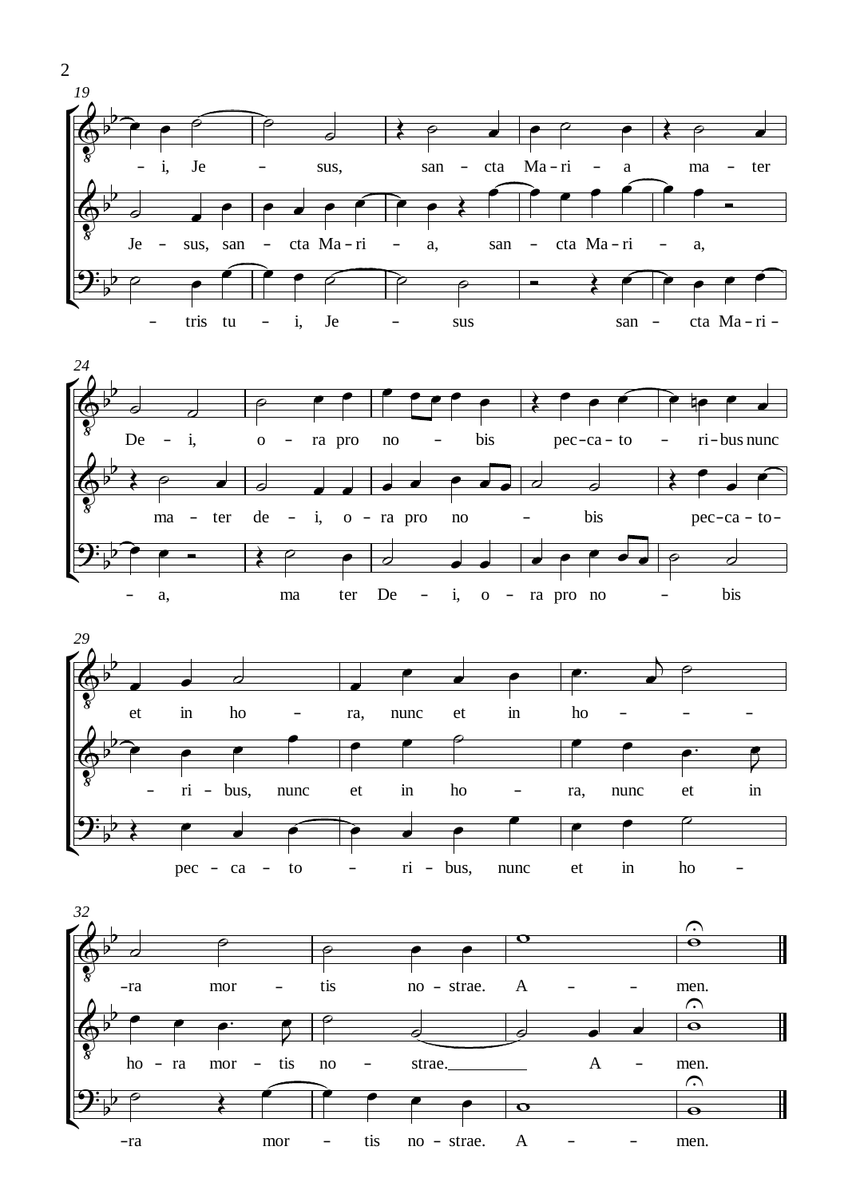19

– i, Je – sus, san – cta Ma – ri – a ma – ter

Je – sus, san – cta Ma – ri – a, san – cta Ma – ri – a,

– tris tu – i, Je – sus san – cta Ma – ri –

24

De – i, o – ra pro no – bis pec – ca – to – ri – bus nunc

ma – ter de – i, o – ra pro no – bis pec – ca – to –

– a, ma ter De – i, o – ra pro no – bis

29

et in ho – ra, nunc et in ho – – –

– ri – bus, nunc et in ho – ra, nunc et in

pec – ca – to – ri – bus, nunc et in ho –

32

–ra mor – tis no – strae. A – – men.

ho – ra mor – tis no – strae.\_\_\_\_\_\_\_\_\_ A – men.

–ra mor – tis no – strae. A – – men.